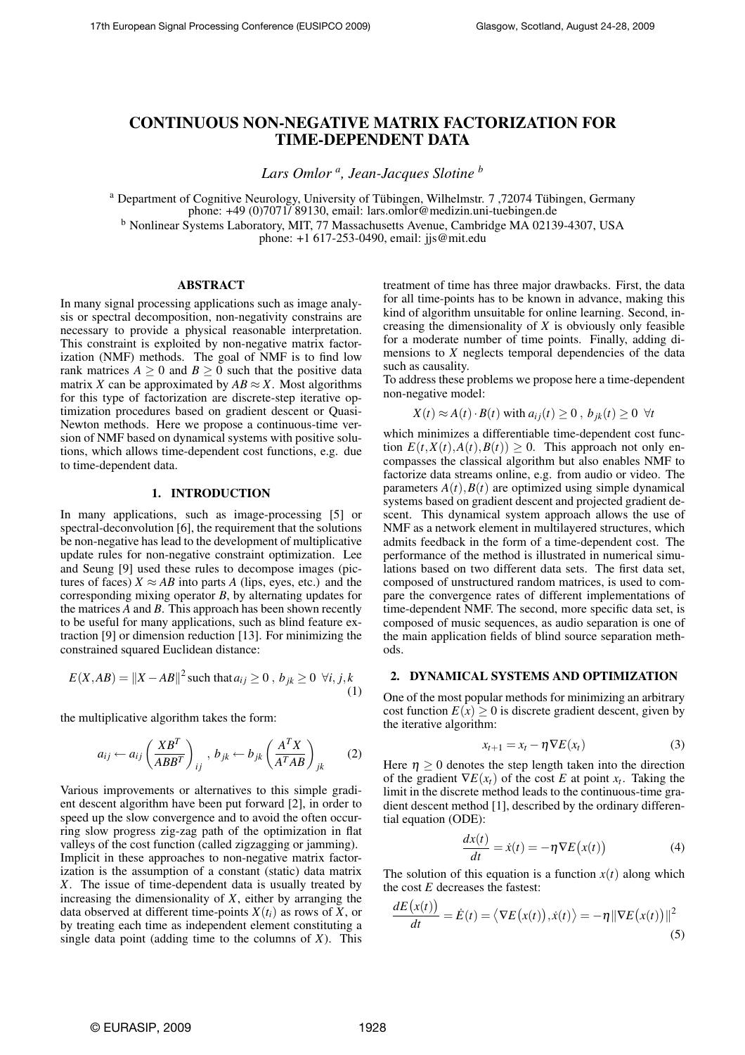# CONTINUOUS NON-NEGATIVE MATRIX FACTORIZATION FOR TIME-DEPENDENT DATA

*Lars Omlor [a], Jean-Jacques Slotine [b]*

[a] Department of Cognitive Neurology, University of Tübingen, Wilhelmstr. 7 ,72074 Tübingen, Germany
phone: +49 (0)7071/ 89130, email: lars.omlor@medizin.uni-tuebingen.de

[b] Nonlinear Systems Laboratory, MIT, 77 Massachusetts Avenue, Cambridge MA 02139-4307, USA
phone: +1 617-253-0490, email: jjs@mit.edu

## ABSTRACT

In many signal processing applications such as image analysis or spectral decomposition, non-negativity constrains are necessary to provide a physical reasonable interpretation. This constraint is exploited by non-negative matrix factorization (NMF) methods. The goal of NMF is to find low rank matrices $A \geq 0$ and $B \geq 0$ such that the positive data matrix $X$ can be approximated by $AB \approx X$. Most algorithms for this type of factorization are discrete-step iterative optimization procedures based on gradient descent or Quasi-Newton methods. Here we propose a continuous-time version of NMF based on dynamical systems with positive solutions, which allows time-dependent cost functions, e.g. due to time-dependent data.

## 1. INTRODUCTION

In many applications, such as image-processing [5] or spectral-deconvolution [6], the requirement that the solutions be non-negative has lead to the development of multiplicative update rules for non-negative constraint optimization. Lee and Seung [9] used these rules to decompose images (pictures of faces) $X \approx AB$ into parts $A$ (lips, eyes, etc.) and the corresponding mixing operator $B$, by alternating updates for the matrices $A$ and $B$. This approach has been shown recently to be useful for many applications, such as blind feature extraction [9] or dimension reduction [13]. For minimizing the constrained squared Euclidean distance:

$$E(X,AB) = \|X - AB\|^2 \text{ such that } a_{ij} \geq 0 \ , \ b_{jk} \geq 0 \ \ \forall i,j,k \tag{1}$$

the multiplicative algorithm takes the form:

$$a_{ij} \leftarrow a_{ij} \left(\frac{XB^T}{ABB^T}\right)_{ij} \ , \ b_{jk} \leftarrow b_{jk} \left(\frac{A^T X}{A^T AB}\right)_{jk} \tag{2}$$

Various improvements or alternatives to this simple gradient descent algorithm have been put forward [2], in order to speed up the slow convergence and to avoid the often occurring slow progress zig-zag path of the optimization in flat valleys of the cost function (called zigzagging or jamming).
Implicit in these approaches to non-negative matrix factorization is the assumption of a constant (static) data matrix $X$. The issue of time-dependent data is usually treated by increasing the dimensionality of $X$, either by arranging the data observed at different time-points $X(t_i)$ as rows of $X$, or by treating each time as independent element constituting a single data point (adding time to the columns of $X$). This treatment of time has three major drawbacks. First, the data for all time-points has to be known in advance, making this kind of algorithm unsuitable for online learning. Second, increasing the dimensionality of $X$ is obviously only feasible for a moderate number of time points. Finally, adding dimensions to $X$ neglects temporal dependencies of the data such as causality.
To address these problems we propose here a time-dependent non-negative model:

$$X(t) \approx A(t) \cdot B(t) \text{ with } a_{ij}(t) \geq 0 \ , \ b_{jk}(t) \geq 0 \ \ \forall t$$

which minimizes a differentiable time-dependent cost function $E(t, X(t), A(t), B(t)) \geq 0$. This approach not only encompasses the classical algorithm but also enables NMF to factorize data streams online, e.g. from audio or video. The parameters $A(t), B(t)$ are optimized using simple dynamical systems based on gradient descent and projected gradient descent. This dynamical system approach allows the use of NMF as a network element in multilayered structures, which admits feedback in the form of a time-dependent cost. The performance of the method is illustrated in numerical simulations based on two different data sets. The first data set, composed of unstructured random matrices, is used to compare the convergence rates of different implementations of time-dependent NMF. The second, more specific data set, is composed of music sequences, as audio separation is one of the main application fields of blind source separation methods.

## 2. DYNAMICAL SYSTEMS AND OPTIMIZATION

One of the most popular methods for minimizing an arbitrary cost function $E(x) \geq 0$ is discrete gradient descent, given by the iterative algorithm:

$$x_{t+1} = x_t - \eta \nabla E(x_t) \tag{3}$$

Here $\eta \geq 0$ denotes the step length taken into the direction of the gradient $\nabla E(x_t)$ of the cost $E$ at point $x_t$. Taking the limit in the discrete method leads to the continuous-time gradient descent method [1], described by the ordinary differential equation (ODE):

$$\frac{dx(t)}{dt} = \dot{x}(t) = -\eta \nabla E\big(x(t)\big) \tag{4}$$

The solution of this equation is a function $x(t)$ along which the cost $E$ decreases the fastest:

$$\frac{dE\big(x(t)\big)}{dt} = \dot{E}(t) = \big\langle \nabla E\big(x(t)\big), \dot{x}(t) \big\rangle = -\eta \|\nabla E\big(x(t)\big)\|^2 \tag{5}$$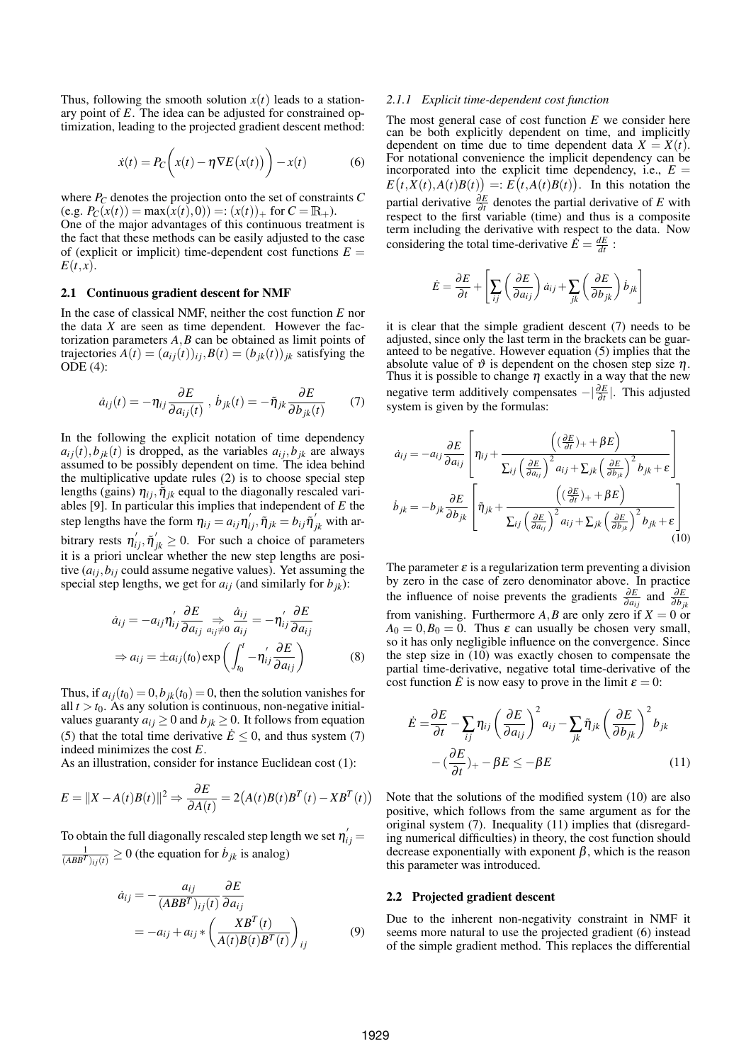Thus, following the smooth solution $x(t)$ leads to a stationary point of $E$. The idea can be adjusted for constrained optimization, leading to the projected gradient descent method:

$$\dot{x}(t) = P_C\bigg(x(t) - \eta \nabla E\big(x(t)\big)\bigg) - x(t) \tag{6}$$

where $P_C$ denotes the projection onto the set of constraints $C$ (e.g. $P_C(x(t)) = \max(x(t), 0)) =: (x(t))_+$ for $C = \mathbb{R}_+$).
One of the major advantages of this continuous treatment is the fact that these methods can be easily adjusted to the case of (explicit or implicit) time-dependent cost functions $E = E(t,x)$.

## 2.1 Continuous gradient descent for NMF

In the case of classical NMF, neither the cost function $E$ nor the data $X$ are seen as time dependent. However the factorization parameters $A, B$ can be obtained as limit points of trajectories $A(t) = (a_{ij}(t))_{ij}, B(t) = (b_{jk}(t))_{jk}$ satisfying the ODE (4):

$$\dot{a}_{ij}(t) = -\eta_{ij} \frac{\partial E}{\partial a_{ij}(t)}\ ,\ \dot{b}_{jk}(t) = -\tilde{\eta}_{jk} \frac{\partial E}{\partial b_{jk}(t)} \tag{7}$$

In the following the explicit notation of time dependency $a_{ij}(t), b_{jk}(t)$ is dropped, as the variables $a_{ij}, b_{jk}$ are always assumed to be possibly dependent on time. The idea behind the multiplicative update rules (2) is to choose special step lengths (gains) $\eta_{ij}, \tilde{\eta}_{jk}$ equal to the diagonally rescaled variables [9]. In particular this implies that independent of $E$ the step lengths have the form $\eta_{ij} = a_{ij}\eta^{'}_{ij}, \tilde{\eta}_{jk} = b_{ij}\tilde{\eta}^{'}_{jk}$ with arbitrary rests $\eta^{'}_{ij}, \tilde{\eta}^{'}_{jk} \geq 0$. For such a choice of parameters it is a priori unclear whether the new step lengths are positive ($a_{ij}, b_{ij}$ could assume negative values). Yet assuming the special step lengths, we get for $a_{ij}$ (and similarly for $b_{jk}$):

$$\begin{aligned}
\dot{a}_{ij} = -a_{ij}\eta^{'}_{ij} \frac{\partial E}{\partial a_{ij}} &\underset{a_{ij} \neq 0}{\Rightarrow} \frac{\dot{a}_{ij}}{a_{ij}} = -\eta^{'}_{ij} \frac{\partial E}{\partial a_{ij}} \\
\Rightarrow a_{ij} &= \pm a_{ij}(t_0) \exp\left(\int_{t_0}^{t} -\eta^{'}_{ij} \frac{\partial E}{\partial a_{ij}}\right)
\end{aligned} \tag{8}$$

Thus, if $a_{ij}(t_0) = 0, b_{jk}(t_0) = 0$, then the solution vanishes for all $t > t_0$. As any solution is continuous, non-negative initial-values guaranty $a_{ij} \geq 0$ and $b_{jk} \geq 0$. It follows from equation (5) that the total time derivative $\dot{E} \leq 0$, and thus system (7) indeed minimizes the cost $E$.
As an illustration, consider for instance Euclidean cost (1):

$$E = \|X - A(t)B(t)\|^2 \Rightarrow \frac{\partial E}{\partial A(t)} = 2\big(A(t)B(t)B^T(t) - XB^T(t)\big)$$

To obtain the full diagonally rescaled step length we set $\eta^{'}_{ij} = \frac{1}{(ABB^T)_{ij}(t)} \geq 0$ (the equation for $\dot{b}_{jk}$ is analog)

$$\begin{aligned}
\dot{a}_{ij} &= -\frac{a_{ij}}{(ABB^T)_{ij}(t)} \frac{\partial E}{\partial a_{ij}} \\
&= -a_{ij} + a_{ij} * \left(\frac{XB^T(t)}{A(t)B(t)B^T(t)}\right)_{ij}
\end{aligned} \tag{9}$$

### 2.1.1 Explicit time-dependent cost function

The most general case of cost function $E$ we consider here can be both explicitly dependent on time, and implicitly dependent on time due to time dependent data $X = X(t)$. For notational convenience the implicit dependency can be incorporated into the explicit time dependency, i.e., $E = E\big(t, X(t), A(t)B(t)\big) =: E\big(t, A(t)B(t)\big)$. In this notation the partial derivative $\frac{\partial E}{\partial t}$ denotes the partial derivative of $E$ with respect to the first variable (time) and thus is a composite term including the derivative with respect to the data. Now considering the total time-derivative $\dot{E} = \frac{dE}{dt}$ :

$$\dot{E} = \frac{\partial E}{\partial t} + \left[\sum_{ij}\left(\frac{\partial E}{\partial a_{ij}}\right)\dot{a}_{ij} + \sum_{jk}\left(\frac{\partial E}{\partial b_{jk}}\right)\dot{b}_{jk}\right]$$

it is clear that the simple gradient descent (7) needs to be adjusted, since only the last term in the brackets can be guaranteed to be negative. However equation (5) implies that the absolute value of $\vartheta$ is dependent on the chosen step size $\eta$. Thus it is possible to change $\eta$ exactly in a way that the new negative term additively compensates $-|\frac{\partial E}{\partial t}|$. This adjusted system is given by the formulas:

$$\begin{aligned}
\dot{a}_{ij} &= -a_{ij}\frac{\partial E}{\partial a_{ij}}\left[\eta_{ij} + \frac{\left((\frac{\partial E}{\partial t})_+ + \beta E\right)}{\sum_{ij}\left(\frac{\partial E}{\partial a_{ij}}\right)^2 a_{ij} + \sum_{jk}\left(\frac{\partial E}{\partial b_{jk}}\right)^2 b_{jk} + \varepsilon}\right] \\
\dot{b}_{jk} &= -b_{jk}\frac{\partial E}{\partial b_{jk}}\left[\tilde{\eta}_{jk} + \frac{\left((\frac{\partial E}{\partial t})_+ + \beta E\right)}{\sum_{ij}\left(\frac{\partial E}{\partial a_{ij}}\right)^2 a_{ij} + \sum_{jk}\left(\frac{\partial E}{\partial b_{jk}}\right)^2 b_{jk} + \varepsilon}\right]
\end{aligned} \tag{10}$$

The parameter $\varepsilon$ is a regularization term preventing a division by zero in the case of zero denominator above. In practice the influence of noise prevents the gradients $\frac{\partial E}{\partial a_{ij}}$ and $\frac{\partial E}{\partial b_{jk}}$ from vanishing. Furthermore $A, B$ are only zero if $X = 0$ or $A_0 = 0, B_0 = 0$. Thus $\varepsilon$ can usually be chosen very small, so it has only negligible influence on the convergence. Since the step size in (10) was exactly chosen to compensate the partial time-derivative, negative total time-derivative of the cost function $\dot{E}$ is now easy to prove in the limit $\varepsilon = 0$:

$$\begin{aligned}
\dot{E} =& \frac{\partial E}{\partial t} - \sum_{ij}\eta_{ij}\left(\frac{\partial E}{\partial a_{ij}}\right)^2 a_{ij} - \sum_{jk}\tilde{\eta}_{jk}\left(\frac{\partial E}{\partial b_{jk}}\right)^2 b_{jk} \\
&- (\frac{\partial E}{\partial t})_+ - \beta E \leq -\beta E
\end{aligned} \tag{11}$$

Note that the solutions of the modified system (10) are also positive, which follows from the same argument as for the original system (7). Inequality (11) implies that (disregarding numerical difficulties) in theory, the cost function should decrease exponentially with exponent $\beta$, which is the reason this parameter was introduced.

## 2.2 Projected gradient descent

Due to the inherent non-negativity constraint in NMF it seems more natural to use the projected gradient (6) instead of the simple gradient method. This replaces the differential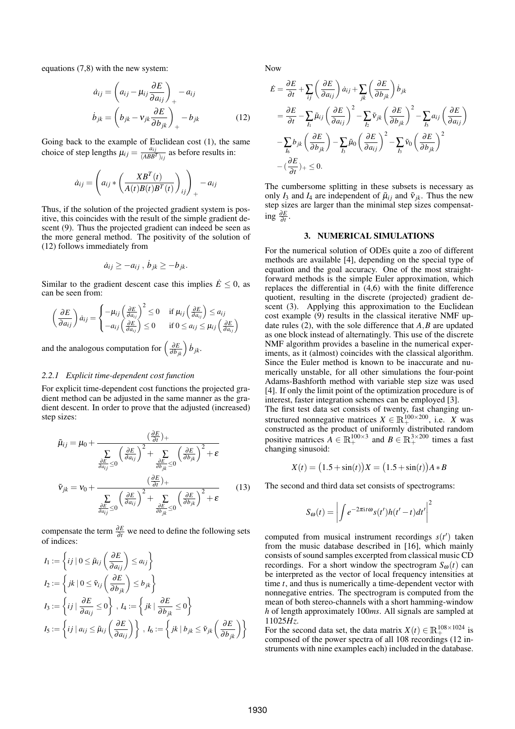equations (7,8) with the new system:

$$\dot{a}_{ij} = \left( a_{ij} - \mu_{ij} \frac{\partial E}{\partial a_{ij}} \right)_+ - a_{ij}$$

$$\dot{b}_{jk} = \left( b_{jk} - \nu_{jk} \frac{\partial E}{\partial b_{jk}} \right)_+ - b_{jk} \tag{12}$$

Going back to the example of Euclidean cost (1), the same choice of step lengths $\mu_{ij} = \frac{a_{ij}}{(ABB^T)_{ij}}$ as before results in:

$$\dot{a}_{ij} = \left( a_{ij} * \left( \frac{XB^T(t)}{A(t)B(t)B^T(t)} \right)_{ij} \right)_+ - a_{ij}$$

Thus, if the solution of the projected gradient system is positive, this coincides with the result of the simple gradient descent (9). Thus the projected gradient can indeed be seen as the more general method. The positivity of the solution of (12) follows immediately from

$$\dot{a}_{ij} \geq -a_{ij} \; , \; \dot{b}_{jk} \geq -b_{jk}.$$

Similar to the gradient descent case this implies $\dot{E} \leq 0$, as can be seen from:

$$\left( \frac{\partial E}{\partial a_{ij}} \right) \dot{a}_{ij} = \begin{cases} -\mu_{ij} \left( \frac{\partial E}{\partial a_{ij}} \right)^2 \leq 0 & \text{if } \mu_{ij} \left( \frac{\partial E}{\partial a_{ij}} \right) \leq a_{ij} \\ -a_{ij} \left( \frac{\partial E}{\partial a_{ij}} \right) \leq 0 & \text{if } 0 \leq a_{ij} \leq \mu_{ij} \left( \frac{\partial E}{\partial a_{ij}} \right) \end{cases}$$

and the analogous computation for $\left( \frac{\partial E}{\partial b_{jk}} \right) \dot{b}_{jk}$.

#### 2.2.1 Explicit time-dependent cost function

For explicit time-dependent cost functions the projected gradient method can be adjusted in the same manner as the gradient descent. In order to prove that the adjusted (increased) step sizes:

$$\tilde{\mu}_{ij} = \mu_0 + \frac{(\frac{\partial E}{\partial t})_+}{\sum\limits_{\frac{\partial E}{\partial a_{ij}} \leq 0} \left( \frac{\partial E}{\partial a_{ij}} \right)^2 + \sum\limits_{\frac{\partial E}{\partial b_{jk}} \leq 0} \left( \frac{\partial E}{\partial b_{jk}} \right)^2 + \varepsilon}$$

$$\tilde{\nu}_{jk} = \nu_0 + \frac{(\frac{\partial E}{\partial t})_+}{\sum\limits_{\frac{\partial E}{\partial a_{ij}} \leq 0} \left( \frac{\partial E}{\partial a_{ij}} \right)^2 + \sum\limits_{\frac{\partial E}{\partial b_{jk}} \leq 0} \left( \frac{\partial E}{\partial b_{jk}} \right)^2 + \varepsilon} \tag{13}$$

compensate the term $\frac{\partial E}{\partial t}$ we need to define the following sets of indices:

$$I_1 := \left\{ ij \mid 0 \leq \tilde{\mu}_{ij} \left( \frac{\partial E}{\partial a_{ij}} \right) \leq a_{ij} \right\}$$

$$I_2 := \left\{ jk \mid 0 \leq \tilde{\nu}_{ij} \left( \frac{\partial E}{\partial b_{jk}} \right) \leq b_{jk} \right\}$$

$$I_3 := \left\{ ij \mid \frac{\partial E}{\partial a_{ij}} \leq 0 \right\} \; , \; I_4 := \left\{ jk \mid \frac{\partial E}{\partial b_{jk}} \leq 0 \right\}$$

$$I_5 := \left\{ ij \mid a_{ij} \leq \tilde{\mu}_{ij} \left( \frac{\partial E}{\partial a_{ij}} \right) \right\} \; , \; I_6 := \left\{ jk \mid b_{jk} \leq \tilde{\nu}_{jk} \left( \frac{\partial E}{\partial b_{jk}} \right) \right\}$$

Now

$$\begin{aligned} \dot{E} &= \frac{\partial E}{\partial t} + \sum_{ij} \left( \frac{\partial E}{\partial a_{ij}} \right) \dot{a}_{ij} + \sum_{jk} \left( \frac{\partial E}{\partial b_{jk}} \right) \dot{b}_{jk} \\ &= \frac{\partial E}{\partial t} - \sum_{I_1} \tilde{\mu}_{ij} \left( \frac{\partial E}{\partial a_{ij}} \right)^2 - \sum_{I_2} \tilde{\nu}_{jk} \left( \frac{\partial E}{\partial b_{jk}} \right)^2 - \sum_{I_5} a_{ij} \left( \frac{\partial E}{\partial a_{ij}} \right) \\ &- \sum_{I_6} b_{jk} \left( \frac{\partial E}{\partial b_{jk}} \right) - \sum_{I_3} \tilde{\mu}_0 \left( \frac{\partial E}{\partial a_{ij}} \right)^2 - \sum_{I_3} \tilde{\nu}_0 \left( \frac{\partial E}{\partial b_{jk}} \right)^2 \\ &- (\frac{\partial E}{\partial t})_+ \leq 0. \end{aligned}$$

The cumbersome splitting in these subsets is necessary as only $I_3$ and $I_4$ are independent of $\tilde{\mu}_{ij}$ and $\tilde{\nu}_{jk}$. Thus the new step sizes are larger than the minimal step sizes compensating $\frac{\partial E}{\partial t}$.

## 3. NUMERICAL SIMULATIONS

For the numerical solution of ODEs quite a zoo of different methods are available [4], depending on the special type of equation and the goal accuracy. One of the most straightforward methods is the simple Euler approximation, which replaces the differential in (4,6) with the finite difference quotient, resulting in the discrete (projected) gradient descent (3). Applying this approximation to the Euclidean cost example (9) results in the classical iterative NMF update rules (2), with the sole difference that $A, B$ are updated as one block instead of alternatingly. This use of the discrete NMF algorithm provides a baseline in the numerical experiments, as it (almost) coincides with the classical algorithm. Since the Euler method is known to be inaccurate and numerically unstable, for all other simulations the four-point Adams-Bashforth method with variable step size was used [4]. If only the limit point of the optimization procedure is of interest, faster integration schemes can be employed [3].

The first test data set consists of twenty, fast changing unstructured nonnegative matrices $X \in \mathbb{R}_+^{100 \times 200}$, i.e. $X$ was constructed as the product of uniformly distributed random positive matrices $A \in \mathbb{R}_+^{100 \times 3}$ and $B \in \mathbb{R}_+^{3 \times 200}$ times a fast changing sinusoid:

$$X(t) = \big(1.5 + \sin(t)\big) X = \big(1.5 + \sin(t)\big) A * B$$

The second and third data set consists of spectrograms:

$$S_\omega(t) = \left| \int e^{-2\pi i t \omega} s(t') h(t' - t) dt' \right|^2$$

computed from musical instrument recordings $s(t')$ taken from the music database described in [16], which mainly consists of sound samples excerpted from classical music CD recordings. In case of a short window the spectrogram $S_\omega(t)$ can be interpreted as the vector of local frequency intensities at time $t$, and thus is numerically a time-dependent vector with nonnegative entries. The spectrogram is computed from the mean of both stereo-channels with a short hamming-window $h$ of length approximately $100ms$. All signals are sampled at $11025Hz$.

For the second data set, the data matrix $X(t) \in \mathbb{R}_+^{108 \times 1024}$ is composed of the power spectra of all 108 recordings (12 instruments with nine examples each) included in the database.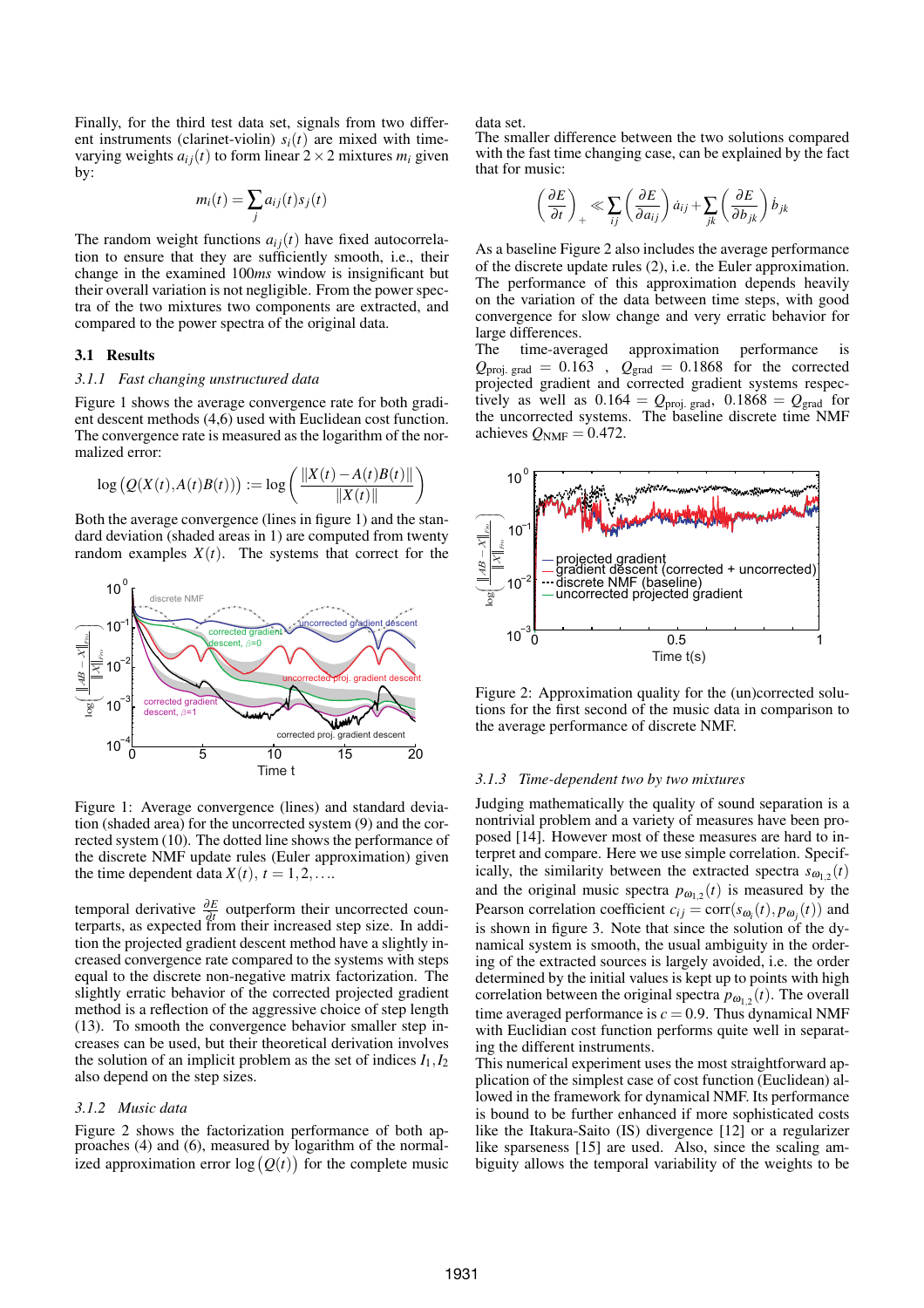Finally, for the third test data set, signals from two different instruments (clarinet-violin) $s_i(t)$ are mixed with time-varying weights $a_{ij}(t)$ to form linear $2 \times 2$ mixtures $m_i$ given by:

$$m_i(t) = \sum_j a_{ij}(t) s_j(t)$$

The random weight functions $a_{ij}(t)$ have fixed autocorrelation to ensure that they are sufficiently smooth, i.e., their change in the examined $100ms$ window is insignificant but their overall variation is not negligible. From the power spectra of the two mixtures two components are extracted, and compared to the power spectra of the original data.

### 3.1 Results

#### 3.1.1 Fast changing unstructured data

Figure 1 shows the average convergence rate for both gradient descent methods (4,6) used with Euclidean cost function. The convergence rate is measured as the logarithm of the normalized error:

$$\log\left(Q(X(t), A(t)B(t))\right) := \log\left(\frac{\|X(t) - A(t)B(t)\|}{\|X(t)\|}\right)$$

Both the average convergence (lines in figure 1) and the standard deviation (shaded areas in 1) are computed from twenty random examples $X(t)$. The systems that correct for the temporal derivative $\frac{\partial E}{\partial t}$ outperform their uncorrected counterparts, as expected from their increased step size. In addition the projected gradient descent method have a slightly increased convergence rate compared to the systems with steps equal to the discrete non-negative matrix factorization. The slightly erratic behavior of the corrected projected gradient method is a reflection of the aggressive choice of step length (13). To smooth the convergence behavior smaller step increases can be used, but their theoretical derivation involves the solution of an implicit problem as the set of indices $I_1, I_2$ also depend on the step sizes.

Figure 1: Average convergence (lines) and standard deviation (shaded area) for the uncorrected system (9) and the corrected system (10). The dotted line shows the performance of the discrete NMF update rules (Euler approximation) given the time dependent data $X(t)$, $t = 1, 2, \ldots$.

#### 3.1.2 Music data

Figure 2 shows the factorization performance of both approaches (4) and (6), measured by logarithm of the normalized approximation error $\log\left(Q(t)\right)$ for the complete music data set.

The smaller difference between the two solutions compared with the fast time changing case, can be explained by the fact that for music:

$$\left(\frac{\partial E}{\partial t}\right)_+ \ll \sum_{ij}\left(\frac{\partial E}{\partial a_{ij}}\right)\dot{a}_{ij} + \sum_{jk}\left(\frac{\partial E}{\partial b_{jk}}\right)\dot{b}_{jk}$$

As a baseline Figure 2 also includes the average performance of the discrete update rules (2), i.e. the Euler approximation. The performance of this approximation depends heavily on the variation of the data between time steps, with good convergence for slow change and very erratic behavior for large differences.

The time-averaged approximation performance is $Q_{\text{proj. grad}} = 0.163$ , $Q_{\text{grad}} = 0.1868$ for the corrected projected gradient and corrected gradient systems respectively as well as $0.164 = Q_{\text{proj. grad}}$, $0.1868 = Q_{\text{grad}}$ for the uncorrected systems. The baseline discrete time NMF achieves $Q_{\text{NMF}} = 0.472$.

Figure 2: Approximation quality for the (un)corrected solutions for the first second of the music data in comparison to the average performance of discrete NMF.

#### 3.1.3 Time-dependent two by two mixtures

Judging mathematically the quality of sound separation is a nontrivial problem and a variety of measures have been proposed [14]. However most of these measures are hard to interpret and compare. Here we use simple correlation. Specifically, the similarity between the extracted spectra $s_{\omega_{1,2}}(t)$ and the original music spectra $p_{\omega_{1,2}}(t)$ is measured by the Pearson correlation coefficient $c_{ij} = \text{corr}(s_{\omega_i}(t), p_{\omega_j}(t))$ and is shown in figure 3. Note that since the solution of the dynamical system is smooth, the usual ambiguity in the ordering of the extracted sources is largely avoided, i.e. the order determined by the initial values is kept up to points with high correlation between the original spectra $p_{\omega_{1,2}}(t)$. The overall time averaged performance is $c = 0.9$. Thus dynamical NMF with Euclidian cost function performs quite well in separating the different instruments.

This numerical experiment uses the most straightforward application of the simplest case of cost function (Euclidean) allowed in the framework for dynamical NMF. Its performance is bound to be further enhanced if more sophisticated costs like the Itakura-Saito (IS) divergence [12] or a regularizer like sparseness [15] are used. Also, since the scaling ambiguity allows the temporal variability of the weights to be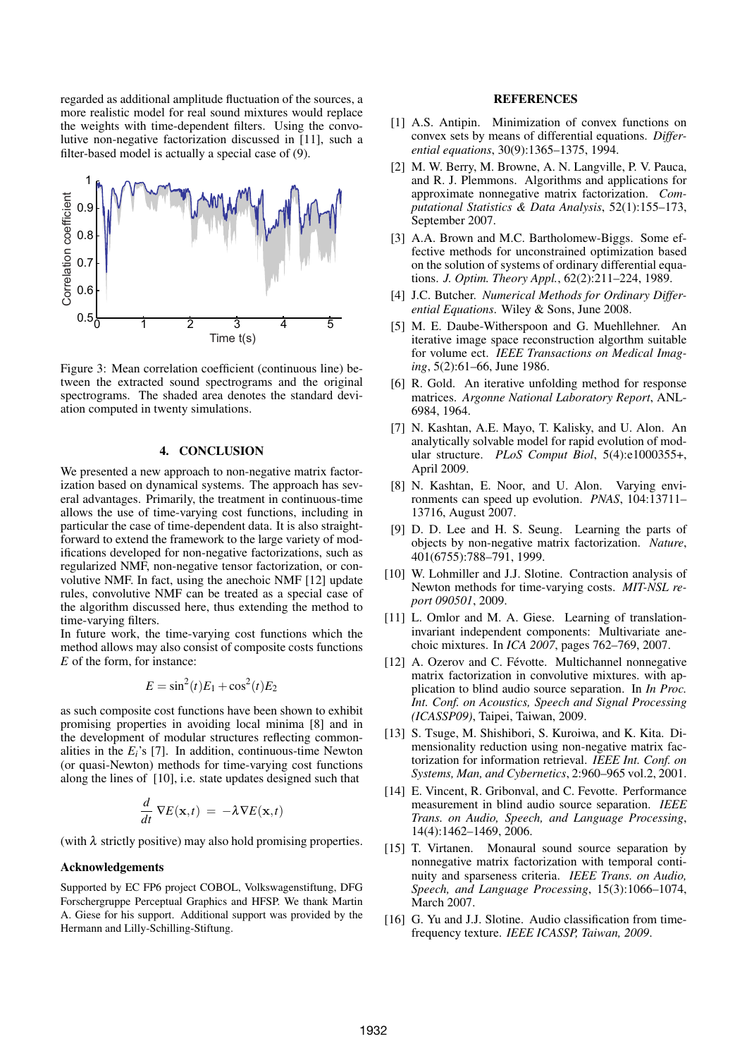regarded as additional amplitude fluctuation of the sources, a more realistic model for real sound mixtures would replace the weights with time-dependent filters. Using the convolutive non-negative factorization discussed in [11], such a filter-based model is actually a special case of (9).

Correlation coefficient
1
0.9
0.8
0.7
0.6
0.5
0
1
2
3
4
5
Time t(s)

Figure 3: Mean correlation coefficient (continuous line) between the extracted sound spectrograms and the original spectrograms. The shaded area denotes the standard deviation computed in twenty simulations.

## 4. CONCLUSION

We presented a new approach to non-negative matrix factorization based on dynamical systems. The approach has several advantages. Primarily, the treatment in continuous-time allows the use of time-varying cost functions, including in particular the case of time-dependent data. It is also straightforward to extend the framework to the large variety of modifications developed for non-negative factorizations, such as regularized NMF, non-negative tensor factorization, or convolutive NMF. In fact, using the anechoic NMF [12] update rules, convolutive NMF can be treated as a special case of the algorithm discussed here, thus extending the method to time-varying filters.

In future work, the time-varying cost functions which the method allows may also consist of composite costs functions $E$ of the form, for instance:

$$E = \sin^2(t)E_1 + \cos^2(t)E_2$$

as such composite cost functions have been shown to exhibit promising properties in avoiding local minima [8] and in the development of modular structures reflecting commonalities in the $E_i$'s [7]. In addition, continuous-time Newton (or quasi-Newton) methods for time-varying cost functions along the lines of [10], i.e. state updates designed such that

$$\frac{d}{dt}\,\nabla E(\mathbf{x},t) \;=\; -\lambda \nabla E(\mathbf{x},t)$$

(with $\lambda$ strictly positive) may also hold promising properties.

### Acknowledgements

Supported by EC FP6 project COBOL, Volkswagenstiftung, DFG Forschergruppe Perceptual Graphics and HFSP. We thank Martin A. Giese for his support. Additional support was provided by the Hermann and Lilly-Schilling-Stiftung.

## REFERENCES

[1] A.S. Antipin. Minimization of convex functions on convex sets by means of differential equations. *Differential equations*, 30(9):1365–1375, 1994.

[2] M. W. Berry, M. Browne, A. N. Langville, P. V. Pauca, and R. J. Plemmons. Algorithms and applications for approximate nonnegative matrix factorization. *Computational Statistics & Data Analysis*, 52(1):155–173, September 2007.

[3] A.A. Brown and M.C. Bartholomew-Biggs. Some effective methods for unconstrained optimization based on the solution of systems of ordinary differential equations. *J. Optim. Theory Appl.*, 62(2):211–224, 1989.

[4] J.C. Butcher. *Numerical Methods for Ordinary Differential Equations*. Wiley & Sons, June 2008.

[5] M. E. Daube-Witherspoon and G. Muehllehner. An iterative image space reconstruction algorthm suitable for volume ect. *IEEE Transactions on Medical Imaging*, 5(2):61–66, June 1986.

[6] R. Gold. An iterative unfolding method for response matrices. *Argonne National Laboratory Report*, ANL-6984, 1964.

[7] N. Kashtan, A.E. Mayo, T. Kalisky, and U. Alon. An analytically solvable model for rapid evolution of modular structure. *PLoS Comput Biol*, 5(4):e1000355+, April 2009.

[8] N. Kashtan, E. Noor, and U. Alon. Varying environments can speed up evolution. *PNAS*, 104:13711–13716, August 2007.

[9] D. D. Lee and H. S. Seung. Learning the parts of objects by non-negative matrix factorization. *Nature*, 401(6755):788–791, 1999.

[10] W. Lohmiller and J.J. Slotine. Contraction analysis of Newton methods for time-varying costs. *MIT-NSL report 090501*, 2009.

[11] L. Omlor and M. A. Giese. Learning of translation-invariant independent components: Multivariate anechoic mixtures. In *ICA 2007*, pages 762–769, 2007.

[12] A. Ozerov and C. Févotte. Multichannel nonnegative matrix factorization in convolutive mixtures. with application to blind audio source separation. In *In Proc. Int. Conf. on Acoustics, Speech and Signal Processing (ICASSP09)*, Taipei, Taiwan, 2009.

[13] S. Tsuge, M. Shishibori, S. Kuroiwa, and K. Kita. Dimensionality reduction using non-negative matrix factorization for information retrieval. *IEEE Int. Conf. on Systems, Man, and Cybernetics*, 2:960–965 vol.2, 2001.

[14] E. Vincent, R. Gribonval, and C. Fevotte. Performance measurement in blind audio source separation. *IEEE Trans. on Audio, Speech, and Language Processing*, 14(4):1462–1469, 2006.

[15] T. Virtanen. Monaural sound source separation by nonnegative matrix factorization with temporal continuity and sparseness criteria. *IEEE Trans. on Audio, Speech, and Language Processing*, 15(3):1066–1074, March 2007.

[16] G. Yu and J.J. Slotine. Audio classification from time-frequency texture. *IEEE ICASSP, Taiwan, 2009*.